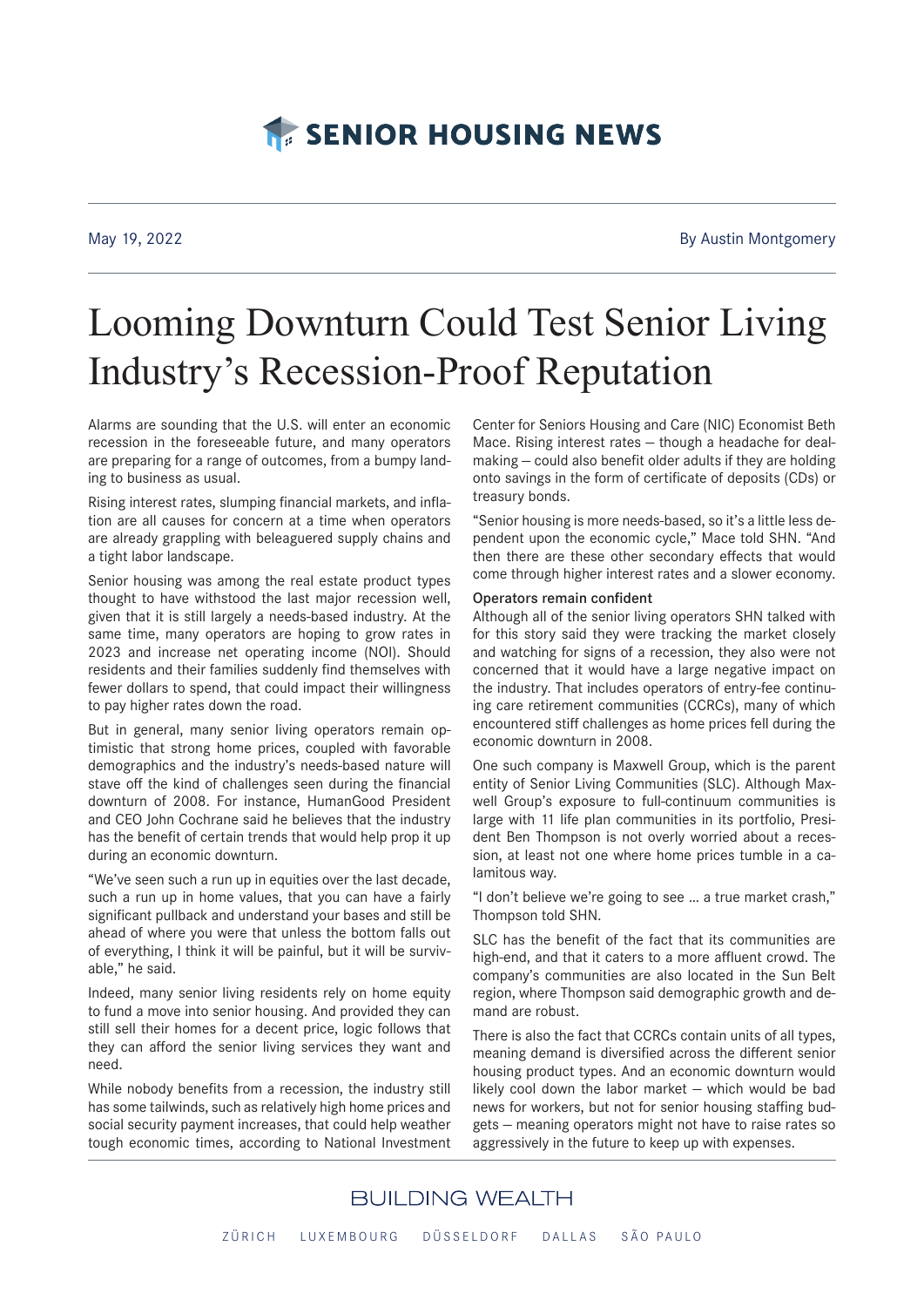SENIOR HOUSING NEWS

May 19, 2022

By Austin Montgomery

# Looming Downturn Could Test Senior Living Industry's Recession-Proof Reputation

Alarms are sounding that the U.S. will enter an economic recession in the foreseeable future, and many operators are preparing for a range of outcomes, from a bumpy landing to business as usual.

Rising interest rates, slumping financial markets, and inflation are all causes for concern at a time when operators are already grappling with beleaguered supply chains and a tight labor landscape.

Senior housing was among the real estate product types thought to have withstood the last major recession well, given that it is still largely a needs-based industry. At the same time, many operators are hoping to grow rates in 2023 and increase net operating income (NOI). Should residents and their families suddenly find themselves with fewer dollars to spend, that could impact their willingness to pay higher rates down the road.

But in general, many senior living operators remain optimistic that strong home prices, coupled with favorable demographics and the industry's needs-based nature will stave off the kind of challenges seen during the financial downturn of 2008. For instance, HumanGood President and CEO John Cochrane said he believes that the industry has the benefit of certain trends that would help prop it up during an economic downturn.

"We've seen such a run up in equities over the last decade, such a run up in home values, that you can have a fairly significant pullback and understand your bases and still be ahead of where you were that unless the bottom falls out of everything, I think it will be painful, but it will be survivable," he said.

Indeed, many senior living residents rely on home equity to fund a move into senior housing. And provided they can still sell their homes for a decent price, logic follows that they can afford the senior living services they want and need.

While nobody benefits from a recession, the industry still has some tailwinds, such as relatively high home prices and social security payment increases, that could help weather tough economic times, according to National Investment Center for Seniors Housing and Care (NIC) Economist Beth Mace. Rising interest rates – though a headache for dealmaking – could also benefit older adults if they are holding onto savings in the form of certificate of deposits (CDs) or treasury bonds.

"Senior housing is more needs-based, so it's a little less dependent upon the economic cycle," Mace told SHN. "And then there are these other secondary effects that would come through higher interest rates and a slower economy.

## Operators remain confident

Although all of the senior living operators SHN talked with for this story said they were tracking the market closely and watching for signs of a recession, they also were not concerned that it would have a large negative impact on the industry. That includes operators of entry-fee continuing care retirement communities (CCRCs), many of which encountered stiff challenges as home prices fell during the economic downturn in 2008.

One such company is Maxwell Group, which is the parent entity of Senior Living Communities (SLC). Although Maxwell Group's exposure to full-continuum communities is large with 11 life plan communities in its portfolio, President Ben Thompson is not overly worried about a recession, at least not one where home prices tumble in a calamitous way.

"I don't believe we're going to see ... a true market crash," Thompson told SHN.

SLC has the benefit of the fact that its communities are high-end, and that it caters to a more affluent crowd. The company's communities are also located in the Sun Belt region, where Thompson said demographic growth and demand are robust.

There is also the fact that CCRCs contain units of all types, meaning demand is diversified across the different senior housing product types. And an economic downturn would likely cool down the labor market – which would be bad news for workers, but not for senior housing staffing budgets – meaning operators might not have to raise rates so aggressively in the future to keep up with expenses.

BUILDING WEALTH

ZÜRICH LUXEMBOURG DÜSSELDORF DALLAS SÃO PAULO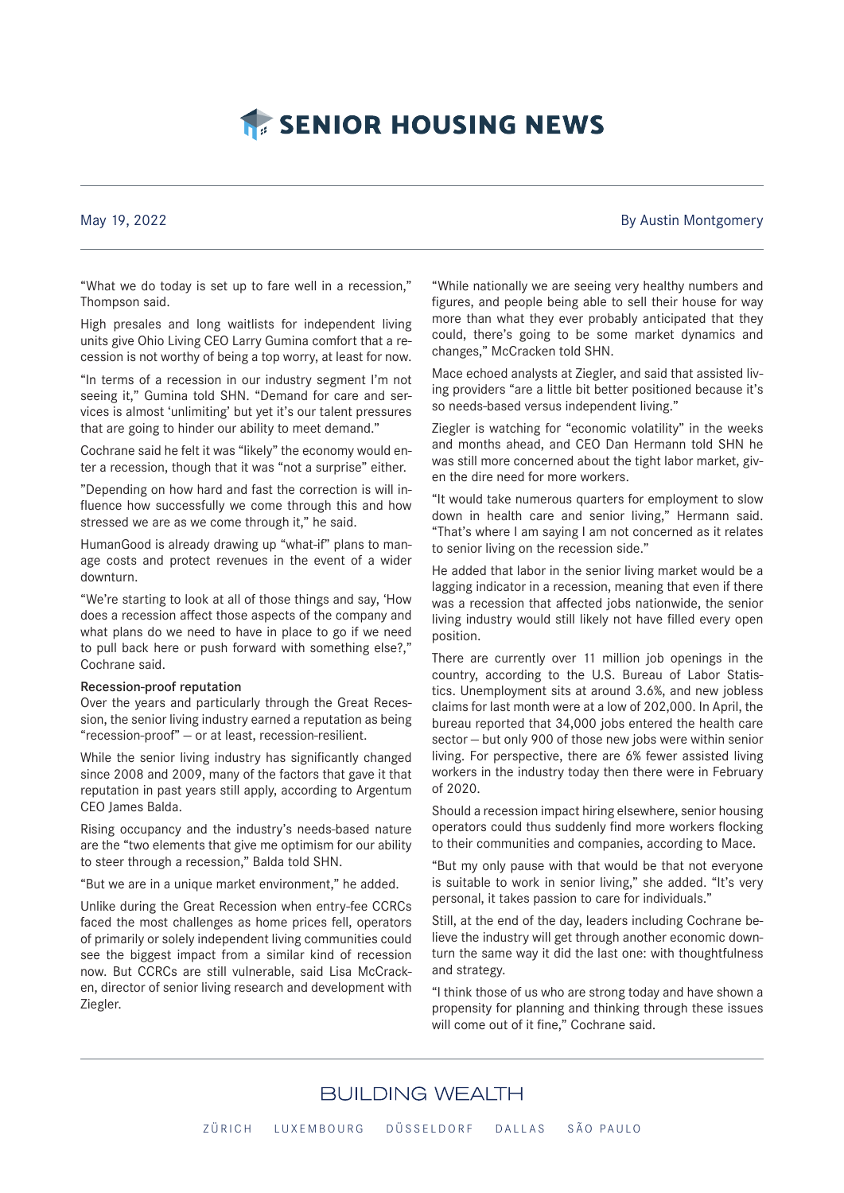# SENIOR HOUSING NEWS

May 19, 2022

By Austin Montgomery

"What we do today is set up to fare well in a recession," Thompson said.

High presales and long waitlists for independent living units give Ohio Living CEO Larry Gumina comfort that a recession is not worthy of being a top worry, at least for now.

"In terms of a recession in our industry segment I'm not seeing it," Gumina told SHN. "Demand for care and services is almost 'unlimiting' but yet it's our talent pressures that are going to hinder our ability to meet demand."

Cochrane said he felt it was "likely" the economy would enter a recession, though that it was "not a surprise" either.

"Depending on how hard and fast the correction is will influence how successfully we come through this and how stressed we are as we come through it," he said.

HumanGood is already drawing up "what-if" plans to manage costs and protect revenues in the event of a wider downturn.

"We're starting to look at all of those things and say, 'How does a recession affect those aspects of the company and what plans do we need to have in place to go if we need to pull back here or push forward with something else?," Cochrane said.

### Recession-proof reputation

Over the years and particularly through the Great Recession, the senior living industry earned a reputation as being "recession-proof" — or at least, recession-resilient.

While the senior living industry has significantly changed since 2008 and 2009, many of the factors that gave it that reputation in past years still apply, according to Argentum CEO James Balda.

Rising occupancy and the industry's needs-based nature are the "two elements that give me optimism for our ability to steer through a recession," Balda told SHN.

"But we are in a unique market environment," he added.

Unlike during the Great Recession when entry-fee CCRCs faced the most challenges as home prices fell, operators of primarily or solely independent living communities could see the biggest impact from a similar kind of recession now. But CCRCs are still vulnerable, said Lisa McCracken, director of senior living research and development with Ziegler.

"While nationally we are seeing very healthy numbers and figures, and people being able to sell their house for way more than what they ever probably anticipated that they could, there's going to be some market dynamics and changes," McCracken told SHN.

Mace echoed analysts at Ziegler, and said that assisted living providers "are a little bit better positioned because it's so needs-based versus independent living."

Ziegler is watching for "economic volatility" in the weeks and months ahead, and CEO Dan Hermann told SHN he was still more concerned about the tight labor market, given the dire need for more workers.

"It would take numerous quarters for employment to slow down in health care and senior living," Hermann said. "That's where I am saying I am not concerned as it relates to senior living on the recession side."

He added that labor in the senior living market would be a lagging indicator in a recession, meaning that even if there was a recession that affected jobs nationwide, the senior living industry would still likely not have filled every open position.

There are currently over 11 million job openings in the country, according to the U.S. Bureau of Labor Statistics. Unemployment sits at around 3.6%, and new jobless claims for last month were at a low of 202,000. In April, the bureau reported that 34,000 jobs entered the health care sector — but only 900 of those new jobs were within senior living. For perspective, there are 6% fewer assisted living workers in the industry today then there were in February of 2020.

Should a recession impact hiring elsewhere, senior housing operators could thus suddenly find more workers flocking to their communities and companies, according to Mace.

"But my only pause with that would be that not everyone is suitable to work in senior living," she added. "It's very personal, it takes passion to care for individuals."

Still, at the end of the day, leaders including Cochrane believe the industry will get through another economic downturn the same way it did the last one: with thoughtfulness and strategy.

"I think those of us who are strong today and have shown a propensity for planning and thinking through these issues will come out of it fine," Cochrane said.

BUILDING WEALTH

ZÜRICH LUXEMBOURG DÜSSELDORF DALLAS SÃO PAULO